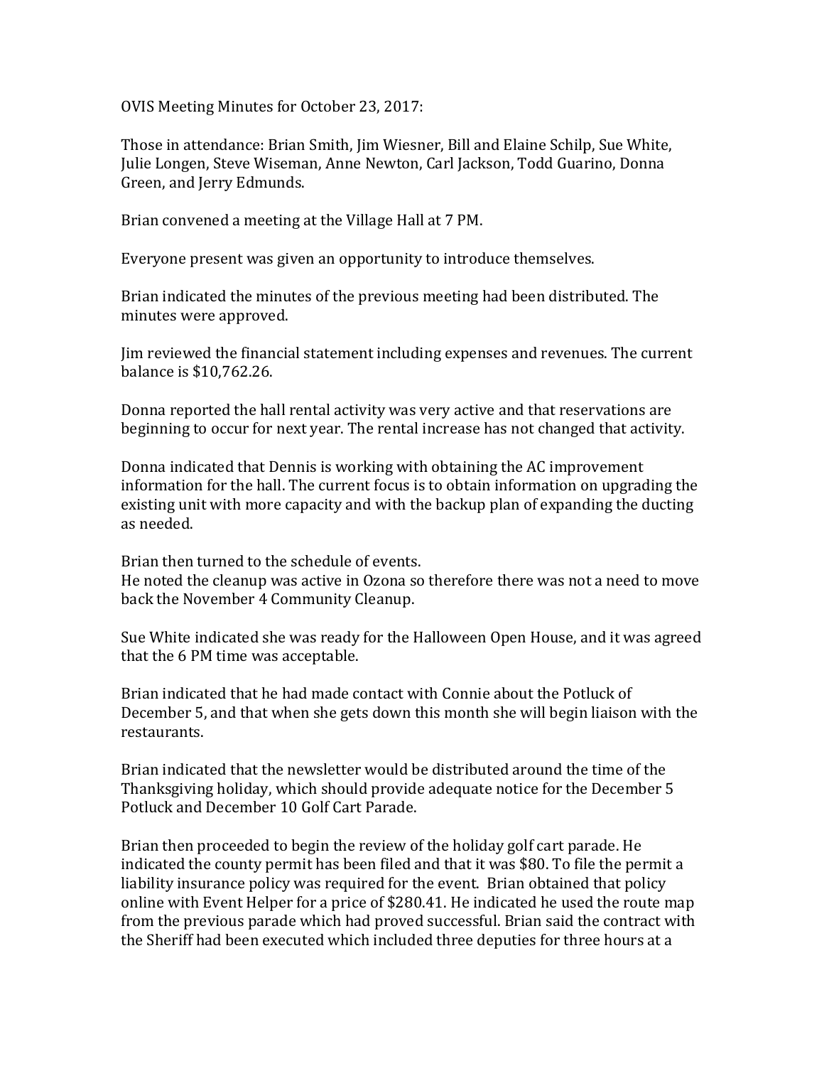OVIS Meeting Minutes for October 23, 2017:

Those in attendance: Brian Smith, Jim Wiesner, Bill and Elaine Schilp, Sue White, Julie Longen, Steve Wiseman, Anne Newton, Carl Jackson, Todd Guarino, Donna Green, and Jerry Edmunds.

Brian convened a meeting at the Village Hall at 7 PM.

Everyone present was given an opportunity to introduce themselves.

Brian indicated the minutes of the previous meeting had been distributed. The minutes were approved.

Jim reviewed the financial statement including expenses and revenues. The current balance is $10,762.26.

Donna reported the hall rental activity was very active and that reservations are beginning to occur for next year. The rental increase has not changed that activity.

Donna indicated that Dennis is working with obtaining the AC improvement information for the hall. The current focus is to obtain information on upgrading the existing unit with more capacity and with the backup plan of expanding the ducting as needed.

Brian then turned to the schedule of events.
He noted the cleanup was active in Ozona so therefore there was not a need to move back the November 4 Community Cleanup.

Sue White indicated she was ready for the Halloween Open House, and it was agreed that the 6 PM time was acceptable.

Brian indicated that he had made contact with Connie about the Potluck of December 5, and that when she gets down this month she will begin liaison with the restaurants.

Brian indicated that the newsletter would be distributed around the time of the Thanksgiving holiday, which should provide adequate notice for the December 5 Potluck and December 10 Golf Cart Parade.

Brian then proceeded to begin the review of the holiday golf cart parade. He indicated the county permit has been filed and that it was $80. To file the permit a liability insurance policy was required for the event. Brian obtained that policy online with Event Helper for a price of $280.41. He indicated he used the route map from the previous parade which had proved successful. Brian said the contract with the Sheriff had been executed which included three deputies for three hours at a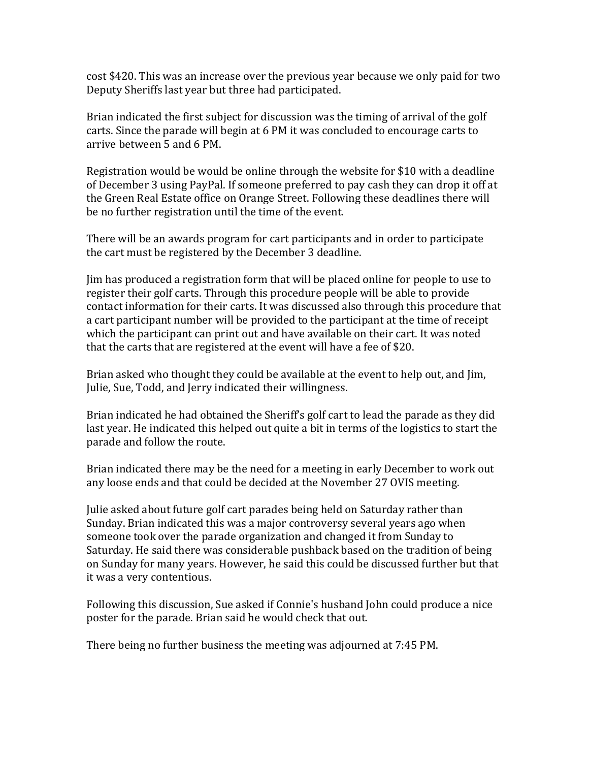cost $420. This was an increase over the previous year because we only paid for two Deputy Sheriffs last year but three had participated.

Brian indicated the first subject for discussion was the timing of arrival of the golf carts. Since the parade will begin at 6 PM it was concluded to encourage carts to arrive between 5 and 6 PM.

Registration would be would be online through the website for $10 with a deadline of December 3 using PayPal. If someone preferred to pay cash they can drop it off at the Green Real Estate office on Orange Street. Following these deadlines there will be no further registration until the time of the event.

There will be an awards program for cart participants and in order to participate the cart must be registered by the December 3 deadline.

Jim has produced a registration form that will be placed online for people to use to register their golf carts. Through this procedure people will be able to provide contact information for their carts. It was discussed also through this procedure that a cart participant number will be provided to the participant at the time of receipt which the participant can print out and have available on their cart. It was noted that the carts that are registered at the event will have a fee of $20.

Brian asked who thought they could be available at the event to help out, and Jim, Julie, Sue, Todd, and Jerry indicated their willingness.

Brian indicated he had obtained the Sheriff's golf cart to lead the parade as they did last year. He indicated this helped out quite a bit in terms of the logistics to start the parade and follow the route.

Brian indicated there may be the need for a meeting in early December to work out any loose ends and that could be decided at the November 27 OVIS meeting.

Julie asked about future golf cart parades being held on Saturday rather than Sunday. Brian indicated this was a major controversy several years ago when someone took over the parade organization and changed it from Sunday to Saturday. He said there was considerable pushback based on the tradition of being on Sunday for many years. However, he said this could be discussed further but that it was a very contentious.

Following this discussion, Sue asked if Connie's husband John could produce a nice poster for the parade. Brian said he would check that out.

There being no further business the meeting was adjourned at 7:45 PM.